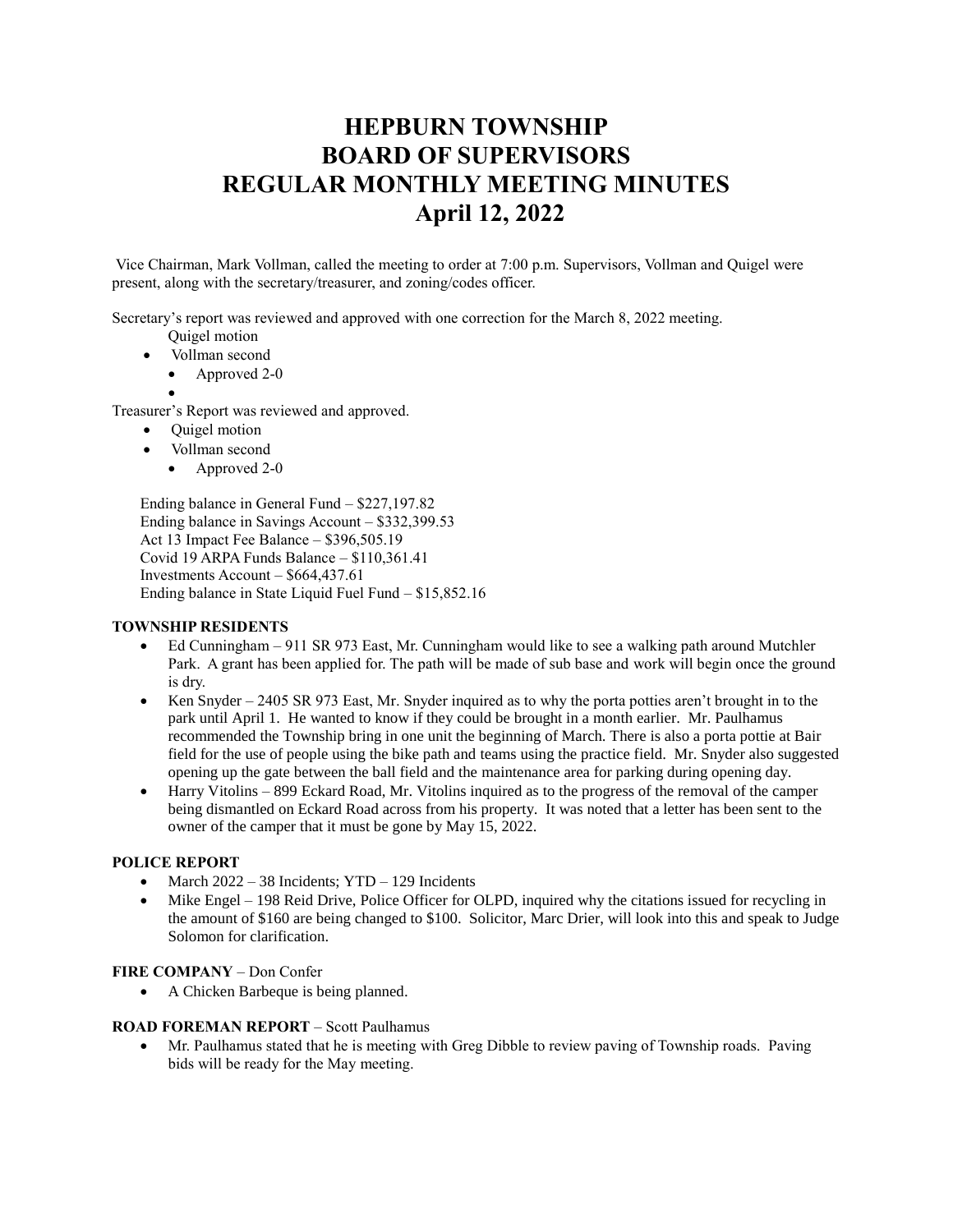# HEPBURN TOWNSHIP
# BOARD OF SUPERVISORS
# REGULAR MONTHLY MEETING MINUTES
# April 12, 2022

Vice Chairman, Mark Vollman, called the meeting to order at 7:00 p.m. Supervisors, Vollman and Quigel were present, along with the secretary/treasurer, and zoning/codes officer.

Secretary's report was reviewed and approved with one correction for the March 8, 2022 meeting.

- Quigel motion
- Vollman second
  - Approved 2-0

Treasurer's Report was reviewed and approved.

- Quigel motion
- Vollman second
  - Approved 2-0

Ending balance in General Fund – $227,197.82
Ending balance in Savings Account – $332,399.53
Act 13 Impact Fee Balance – $396,505.19
Covid 19 ARPA Funds Balance – $110,361.41
Investments Account – $664,437.61
Ending balance in State Liquid Fuel Fund – $15,852.16

**TOWNSHIP RESIDENTS**

- Ed Cunningham – 911 SR 973 East, Mr. Cunningham would like to see a walking path around Mutchler Park. A grant has been applied for. The path will be made of sub base and work will begin once the ground is dry.
- Ken Snyder – 2405 SR 973 East, Mr. Snyder inquired as to why the porta potties aren't brought in to the park until April 1. He wanted to know if they could be brought in a month earlier. Mr. Paulhamus recommended the Township bring in one unit the beginning of March. There is also a porta pottie at Bair field for the use of people using the bike path and teams using the practice field. Mr. Snyder also suggested opening up the gate between the ball field and the maintenance area for parking during opening day.
- Harry Vitolins – 899 Eckard Road, Mr. Vitolins inquired as to the progress of the removal of the camper being dismantled on Eckard Road across from his property. It was noted that a letter has been sent to the owner of the camper that it must be gone by May 15, 2022.

**POLICE REPORT**

- March 2022 – 38 Incidents; YTD – 129 Incidents
- Mike Engel – 198 Reid Drive, Police Officer for OLPD, inquired why the citations issued for recycling in the amount of $160 are being changed to $100. Solicitor, Marc Drier, will look into this and speak to Judge Solomon for clarification.

**FIRE COMPANY** – Don Confer

- A Chicken Barbeque is being planned.

**ROAD FOREMAN REPORT** – Scott Paulhamus

- Mr. Paulhamus stated that he is meeting with Greg Dibble to review paving of Township roads. Paving bids will be ready for the May meeting.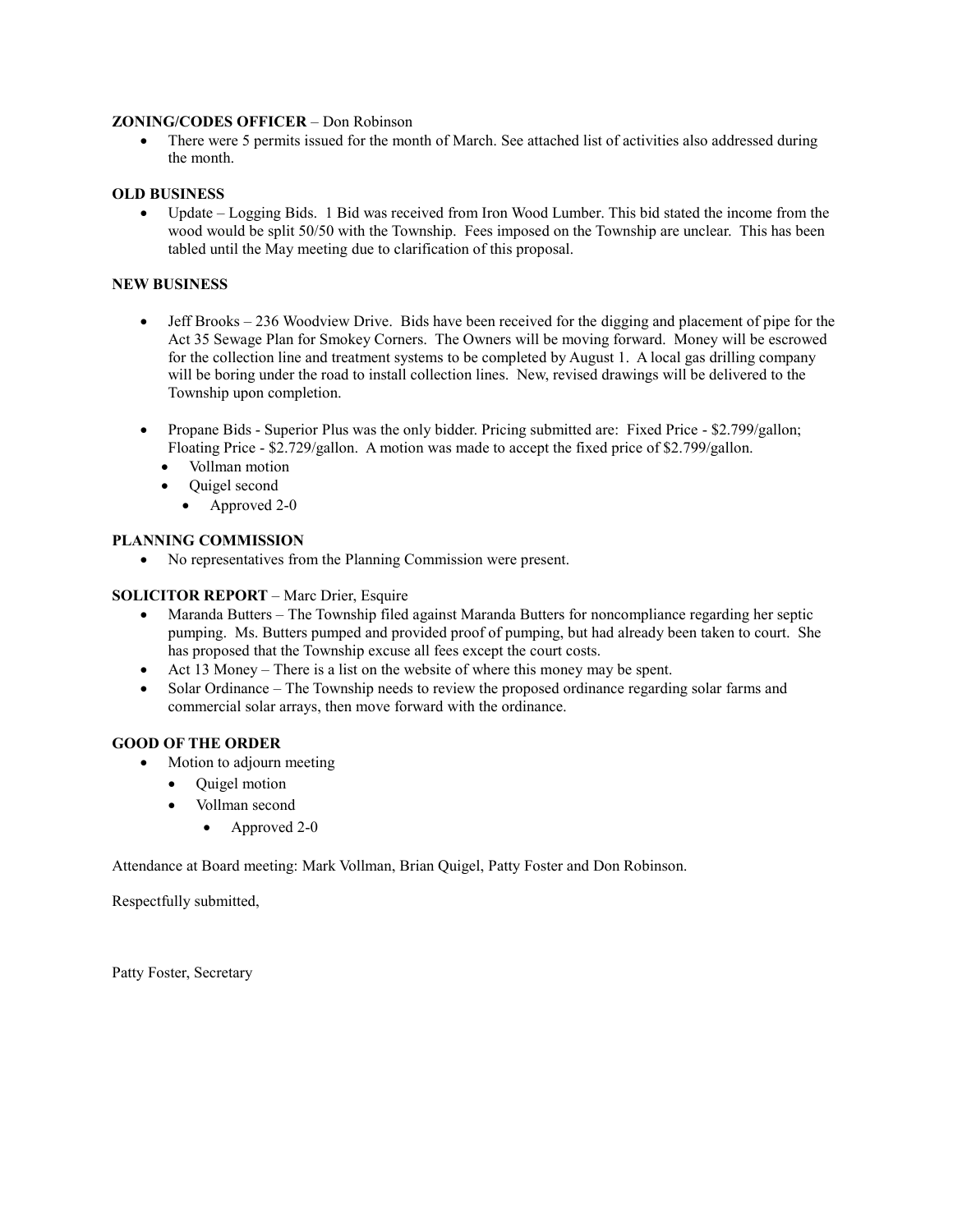**ZONING/CODES OFFICER** – Don Robinson

- There were 5 permits issued for the month of March. See attached list of activities also addressed during the month.

**OLD BUSINESS**

- Update – Logging Bids. 1 Bid was received from Iron Wood Lumber. This bid stated the income from the wood would be split 50/50 with the Township. Fees imposed on the Township are unclear. This has been tabled until the May meeting due to clarification of this proposal.

**NEW BUSINESS**

- Jeff Brooks – 236 Woodview Drive. Bids have been received for the digging and placement of pipe for the Act 35 Sewage Plan for Smokey Corners. The Owners will be moving forward. Money will be escrowed for the collection line and treatment systems to be completed by August 1. A local gas drilling company will be boring under the road to install collection lines. New, revised drawings will be delivered to the Township upon completion.
- Propane Bids - Superior Plus was the only bidder. Pricing submitted are: Fixed Price - $2.799/gallon; Floating Price - $2.729/gallon. A motion was made to accept the fixed price of $2.799/gallon.
  - Vollman motion
  - Quigel second
    - Approved 2-0

**PLANNING COMMISSION**

- No representatives from the Planning Commission were present.

**SOLICITOR REPORT** – Marc Drier, Esquire

- Maranda Butters – The Township filed against Maranda Butters for noncompliance regarding her septic pumping. Ms. Butters pumped and provided proof of pumping, but had already been taken to court. She has proposed that the Township excuse all fees except the court costs.
- Act 13 Money – There is a list on the website of where this money may be spent.
- Solar Ordinance – The Township needs to review the proposed ordinance regarding solar farms and commercial solar arrays, then move forward with the ordinance.

**GOOD OF THE ORDER**

- Motion to adjourn meeting
  - Quigel motion
  - Vollman second
    - Approved 2-0

Attendance at Board meeting: Mark Vollman, Brian Quigel, Patty Foster and Don Robinson.

Respectfully submitted,

Patty Foster, Secretary